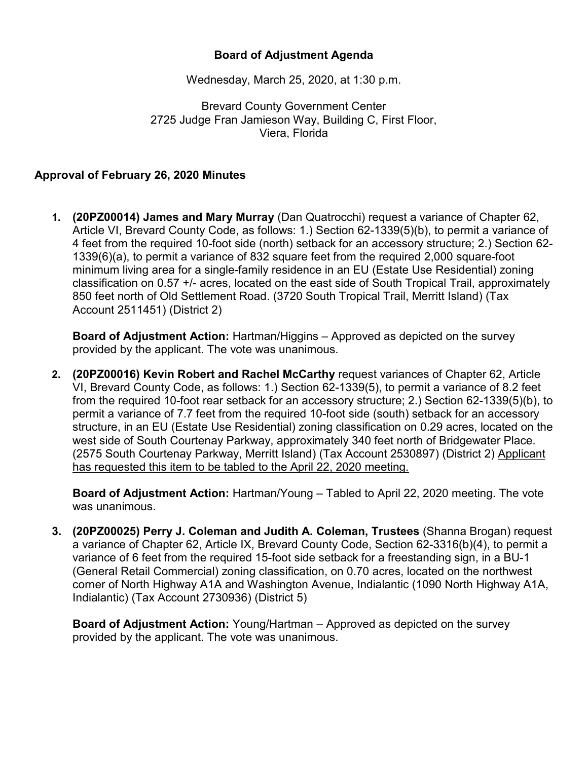# Board of Adjustment Agenda

Wednesday, March 25, 2020, at 1:30 p.m.

Brevard County Government Center
2725 Judge Fran Jamieson Way, Building C, First Floor,
Viera, Florida

## Approval of February 26, 2020 Minutes

1. **(20PZ00014) James and Mary Murray** (Dan Quatrocchi) request a variance of Chapter 62, Article VI, Brevard County Code, as follows: 1.) Section 62-1339(5)(b), to permit a variance of 4 feet from the required 10-foot side (north) setback for an accessory structure; 2.) Section 62-1339(6)(a), to permit a variance of 832 square feet from the required 2,000 square-foot minimum living area for a single-family residence in an EU (Estate Use Residential) zoning classification on 0.57 +/- acres, located on the east side of South Tropical Trail, approximately 850 feet north of Old Settlement Road. (3720 South Tropical Trail, Merritt Island) (Tax Account 2511451) (District 2)

   **Board of Adjustment Action:** Hartman/Higgins – Approved as depicted on the survey provided by the applicant. The vote was unanimous.

2. **(20PZ00016) Kevin Robert and Rachel McCarthy** request variances of Chapter 62, Article VI, Brevard County Code, as follows: 1.) Section 62-1339(5), to permit a variance of 8.2 feet from the required 10-foot rear setback for an accessory structure; 2.) Section 62-1339(5)(b), to permit a variance of 7.7 feet from the required 10-foot side (south) setback for an accessory structure, in an EU (Estate Use Residential) zoning classification on 0.29 acres, located on the west side of South Courtenay Parkway, approximately 340 feet north of Bridgewater Place. (2575 South Courtenay Parkway, Merritt Island) (Tax Account 2530897) (District 2) <u>Applicant has requested this item to be tabled to the April 22, 2020 meeting.</u>

   **Board of Adjustment Action:** Hartman/Young – Tabled to April 22, 2020 meeting. The vote was unanimous.

3. **(20PZ00025) Perry J. Coleman and Judith A. Coleman, Trustees** (Shanna Brogan) request a variance of Chapter 62, Article IX, Brevard County Code, Section 62-3316(b)(4), to permit a variance of 6 feet from the required 15-foot side setback for a freestanding sign, in a BU-1 (General Retail Commercial) zoning classification, on 0.70 acres, located on the northwest corner of North Highway A1A and Washington Avenue, Indialantic (1090 North Highway A1A, Indialantic) (Tax Account 2730936) (District 5)

   **Board of Adjustment Action:** Young/Hartman – Approved as depicted on the survey provided by the applicant. The vote was unanimous.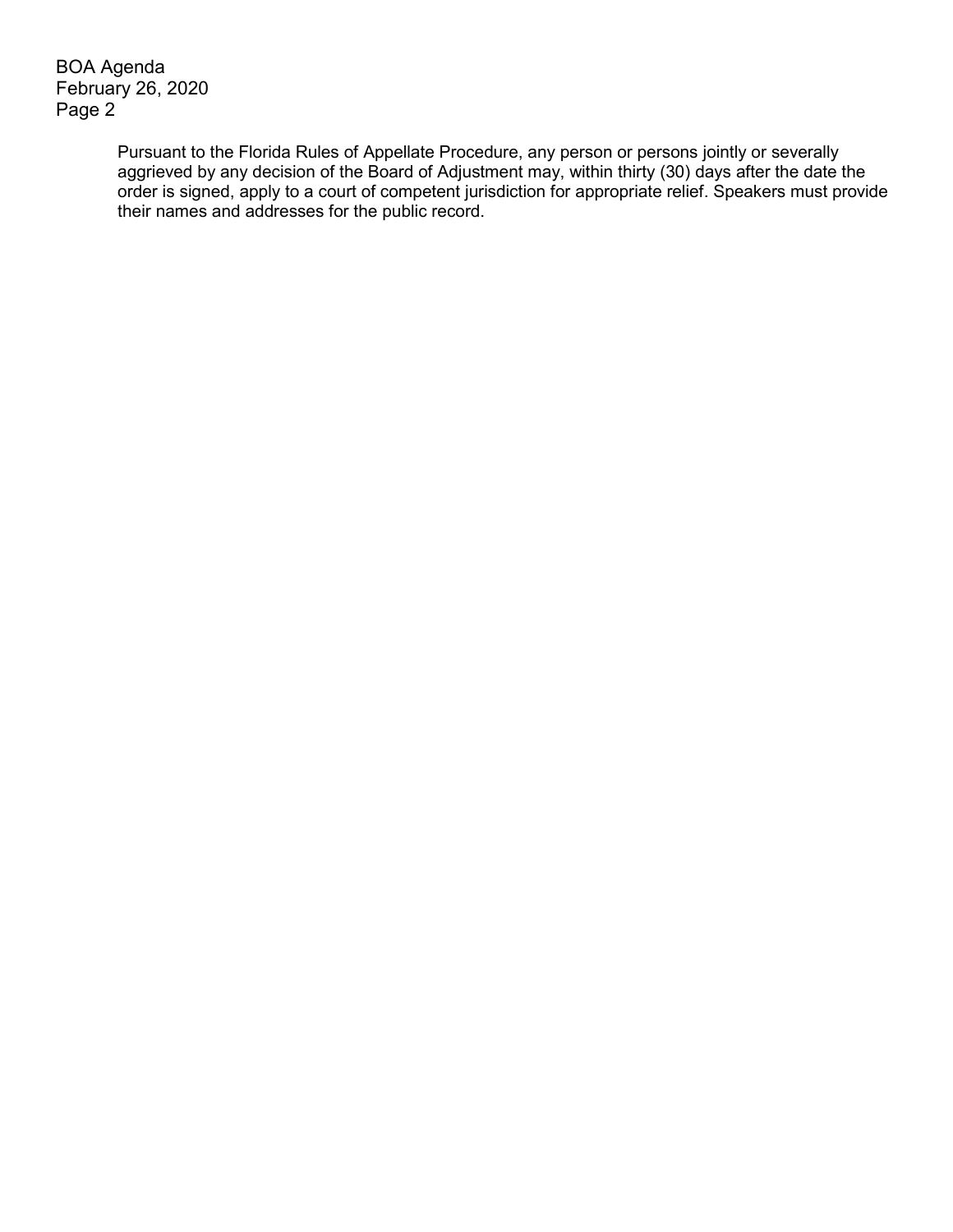Pursuant to the Florida Rules of Appellate Procedure, any person or persons jointly or severally aggrieved by any decision of the Board of Adjustment may, within thirty (30) days after the date the order is signed, apply to a court of competent jurisdiction for appropriate relief. Speakers must provide their names and addresses for the public record.